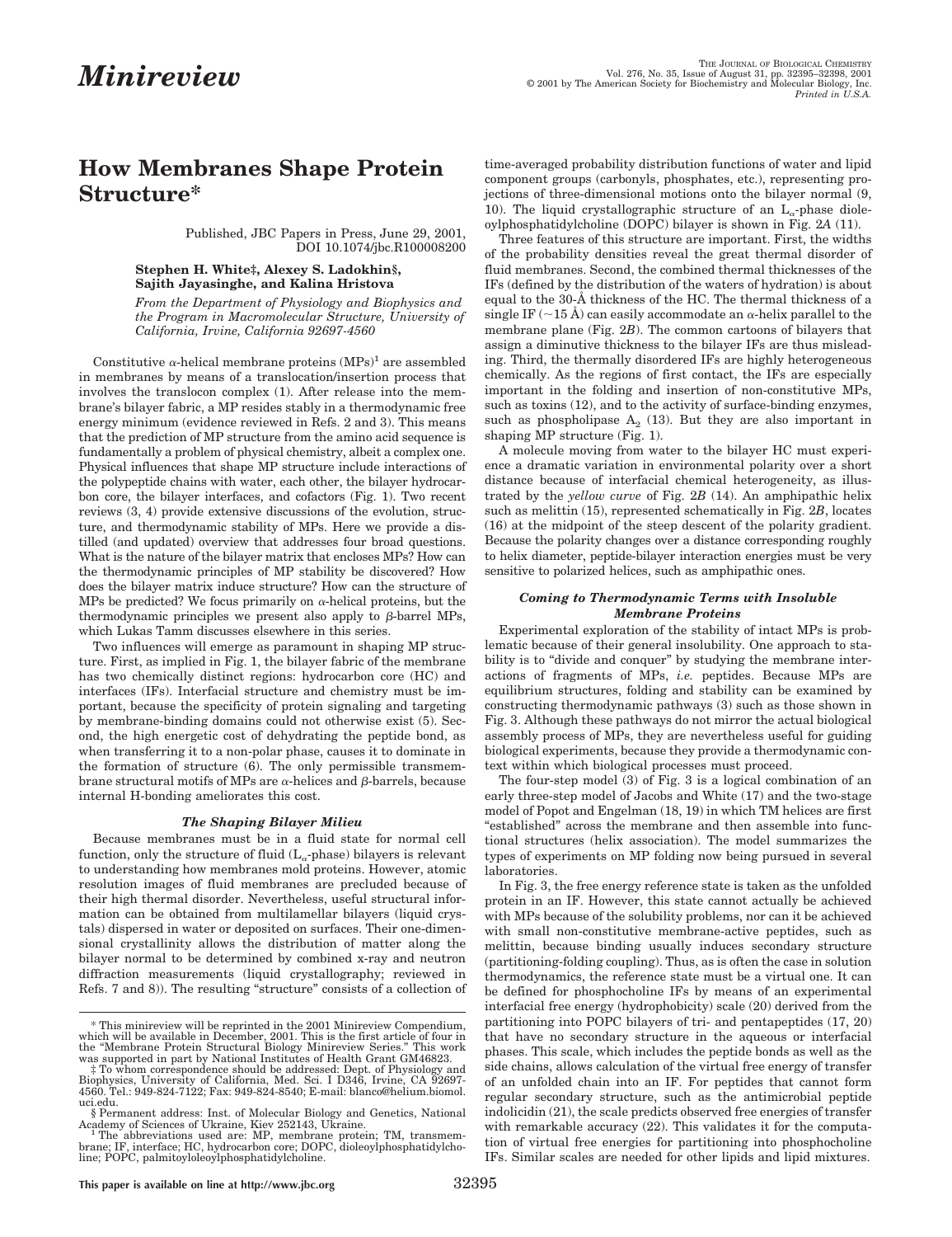# Minireview

# How Membranes Shape Protein Structure*

Published, JBC Papers in Press, June 29, 2001, DOI 10.1074/jbc.R100008200

**Stephen H. White‡, Alexey S. Ladokhin§, Sajith Jayasinghe, and Kalina Hristova**

*From the Department of Physiology and Biophysics and the Program in Macromolecular Structure, University of California, Irvine, California 92697-4560*

Constitutive α-helical membrane proteins (MPs)[1] are assembled in membranes by means of a translocation/insertion process that involves the translocon complex (1). After release into the membrane's bilayer fabric, a MP resides stably in a thermodynamic free energy minimum (evidence reviewed in Refs. 2 and 3). This means that the prediction of MP structure from the amino acid sequence is fundamentally a problem of physical chemistry, albeit a complex one. Physical influences that shape MP structure include interactions of the polypeptide chains with water, each other, the bilayer hydrocarbon core, the bilayer interfaces, and cofactors (Fig. 1). Two recent reviews (3, 4) provide extensive discussions of the evolution, structure, and thermodynamic stability of MPs. Here we provide a distilled (and updated) overview that addresses four broad questions. What is the nature of the bilayer matrix that encloses MPs? How can the thermodynamic principles of MP stability be discovered? How does the bilayer matrix induce structure? How can the structure of MPs be predicted? We focus primarily on α-helical proteins, but the thermodynamic principles we present also apply to β-barrel MPs, which Lukas Tamm discusses elsewhere in this series.

Two influences will emerge as paramount in shaping MP structure. First, as implied in Fig. 1, the bilayer fabric of the membrane has two chemically distinct regions: hydrocarbon core (HC) and interfaces (IFs). Interfacial structure and chemistry must be important, because the specificity of protein signaling and targeting by membrane-binding domains could not otherwise exist (5). Second, the high energetic cost of dehydrating the peptide bond, as when transferring it to a non-polar phase, causes it to dominate in the formation of structure (6). The only permissible transmembrane structural motifs of MPs are α-helices and β-barrels, because internal H-bonding ameliorates this cost.

### *The Shaping Bilayer Milieu*

Because membranes must be in a fluid state for normal cell function, only the structure of fluid ($L_\alpha$-phase) bilayers is relevant to understanding how membranes mold proteins. However, atomic resolution images of fluid membranes are precluded because of their high thermal disorder. Nevertheless, useful structural information can be obtained from multilamellar bilayers (liquid crystals) dispersed in water or deposited on surfaces. Their one-dimensional crystallinity allows the distribution of matter along the bilayer normal to be determined by combined x-ray and neutron diffraction measurements (liquid crystallography; reviewed in Refs. 7 and 8)). The resulting "structure" consists of a collection of time-averaged probability distribution functions of water and lipid component groups (carbonyls, phosphates, etc.), representing projections of three-dimensional motions onto the bilayer normal (9, 10). The liquid crystallographic structure of an $L_\alpha$-phase dioleoylphosphatidylcholine (DOPC) bilayer is shown in Fig. 2*A* (11).

Three features of this structure are important. First, the widths of the probability densities reveal the great thermal disorder of fluid membranes. Second, the combined thermal thicknesses of the IFs (defined by the distribution of the waters of hydration) is about equal to the 30-Å thickness of the HC. The thermal thickness of a single IF (~15 Å) can easily accommodate an α-helix parallel to the membrane plane (Fig. 2*B*). The common cartoons of bilayers that assign a diminutive thickness to the bilayer IFs are thus misleading. Third, the thermally disordered IFs are highly heterogeneous chemically. As the regions of first contact, the IFs are especially important in the folding and insertion of non-constitutive MPs, such as toxins (12), and to the activity of surface-binding enzymes, such as phospholipase $A_2$ (13). But they are also important in shaping MP structure (Fig. 1).

A molecule moving from water to the bilayer HC must experience a dramatic variation in environmental polarity over a short distance because of interfacial chemical heterogeneity, as illustrated by the *yellow curve* of Fig. 2*B* (14). An amphipathic helix such as melittin (15), represented schematically in Fig. 2*B*, locates (16) at the midpoint of the steep descent of the polarity gradient. Because the polarity changes over a distance corresponding roughly to helix diameter, peptide-bilayer interaction energies must be very sensitive to polarized helices, such as amphipathic ones.

### *Coming to Thermodynamic Terms with Insoluble Membrane Proteins*

Experimental exploration of the stability of intact MPs is problematic because of their general insolubility. One approach to stability is to "divide and conquer" by studying the membrane interactions of fragments of MPs, *i.e.* peptides. Because MPs are equilibrium structures, folding and stability can be examined by constructing thermodynamic pathways (3) such as those shown in Fig. 3. Although these pathways do not mirror the actual biological assembly process of MPs, they are nevertheless useful for guiding biological experiments, because they provide a thermodynamic context within which biological processes must proceed.

The four-step model (3) of Fig. 3 is a logical combination of an early three-step model of Jacobs and White (17) and the two-stage model of Popot and Engelman (18, 19) in which TM helices are first "established" across the membrane and then assemble into functional structures (helix association). The model summarizes the types of experiments on MP folding now being pursued in several laboratories.

In Fig. 3, the free energy reference state is taken as the unfolded protein in an IF. However, this state cannot actually be achieved with MPs because of the solubility problems, nor can it be achieved with small non-constitutive membrane-active peptides, such as melittin, because binding usually induces secondary structure (partitioning-folding coupling). Thus, as is often the case in solution thermodynamics, the reference state must be a virtual one. It can be defined for phosphocholine IFs by means of an experimental interfacial free energy (hydrophobicity) scale (20) derived from the partitioning into POPC bilayers of tri- and pentapeptides (17, 20) that have no secondary structure in the aqueous or interfacial phases. This scale, which includes the peptide bonds as well as the side chains, allows calculation of the virtual free energy of transfer of an unfolded chain into an IF. For peptides that cannot form regular secondary structure, such as the antimicrobial peptide indolicidin (21), the scale predicts observed free energies of transfer with remarkable accuracy (22). This validates it for the computation of virtual free energies for partitioning into phosphocholine IFs. Similar scales are needed for other lipids and lipid mixtures.

---

\* This minireview will be reprinted in the 2001 Minireview Compendium, which will be available in December, 2001. This is the first article of four in the "Membrane Protein Structural Biology Minireview Series." This work was supported in part by National Institutes of Health Grant GM46823.

‡ To whom correspondence should be addressed: Dept. of Physiology and Biophysics, University of California, Med. Sci. I D346, Irvine, CA 92697-4560. Tel.: 949-824-7122; Fax: 949-824-8540; E-mail: blanco@helium.biomol.uci.edu.

§ Permanent address: Inst. of Molecular Biology and Genetics, National Academy of Sciences of Ukraine, Kiev 252143, Ukraine.

[1] The abbreviations used are: MP, membrane protein; TM, transmembrane; IF, interface; HC, hydrocarbon core; DOPC, dioleoylphosphatidylcholine; POPC, palmitoyloleoylphosphatidylcholine.

This paper is available on line at http://www.jbc.org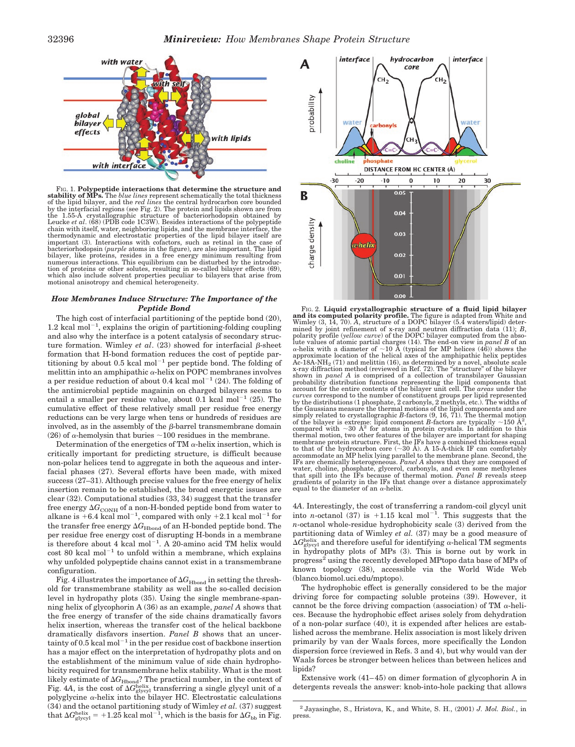FIG. 1. **Polypeptide interactions that determine the structure and stability of MPs.** The *blue lines* represent schematically the total thickness of the lipid bilayer, and the *red lines* the central hydrocarbon core bounded by the interfacial regions (see Fig. 2). The protein and lipids shown are from the 1.55-Å crystallographic structure of bacteriorhodopsin obtained by Leucke *et al.* (68) (PDB code 1C3W). Besides interactions of the polypeptide chain with itself, water, neighboring lipids, and the membrane interface, the thermodynamic and electrostatic properties of the lipid bilayer itself are important (3). Interactions with cofactors, such as retinal in the case of bacteriorhodopsin (*purple* atoms in the figure), are also important. The lipid bilayer, like proteins, resides in a free energy minimum resulting from numerous interactions. This equilibrium can be disturbed by the introduction of proteins or other solutes, resulting in so-called bilayer effects (69), which also include solvent properties peculiar to bilayers that arise from motional anisotropy and chemical heterogeneity.

### *How Membranes Induce Structure: The Importance of the Peptide Bond*

The high cost of interfacial partitioning of the peptide bond (20), 1.2 kcal mol$^{-1}$, explains the origin of partitioning-folding coupling and also why the interface is a potent catalysis of secondary structure formation. Wimley *et al*. (23) showed for interfacial $\beta$-sheet formation that H-bond formation reduces the cost of peptide partitioning by about 0.5 kcal mol$^{-1}$ per peptide bond. The folding of melittin into an amphipathic $\alpha$-helix on POPC membranes involves a per residue reduction of about 0.4 kcal mol$^{-1}$ (24). The folding of the antimicrobial peptide magainin on charged bilayers seems to entail a smaller per residue value, about 0.1 kcal mol$^{-1}$ (25). The cumulative effect of these relatively small per residue free energy reductions can be very large when tens or hundreds of residues are involved, as in the assembly of the $\beta$-barrel transmembrane domain (26) of $\alpha$-hemolysin that buries ~100 residues in the membrane.

Determination of the energetics of TM $\alpha$-helix insertion, which is critically important for predicting structure, is difficult because non-polar helices tend to aggregate in both the aqueous and interfacial phases (27). Several efforts have been made, with mixed success (27–31). Although precise values for the free energy of helix insertion remain to be established, the broad energetic issues are clear (32). Computational studies (33, 34) suggest that the transfer free energy $\Delta G_{CONH}$ of a non-H-bonded peptide bond from water to alkane is +6.4 kcal mol$^{-1}$, compared with only +2.1 kcal mol$^{-1}$ for the transfer free energy $\Delta G_{Hbond}$ of an H-bonded peptide bond. The per residue free energy cost of disrupting H-bonds in a membrane is therefore about 4 kcal mol$^{-1}$. A 20-amino acid TM helix would cost 80 kcal mol$^{-1}$ to unfold within a membrane, which explains why unfolded polypeptide chains cannot exist in a transmembrane configuration.

Fig. 4 illustrates the importance of $\Delta G_{Hbond}$ in setting the threshold for transmembrane stability as well as the so-called decision level in hydropathy plots (35). Using the single membrane-spanning helix of glycophorin A (36) as an example, *panel A* shows that the free energy of transfer of the side chains dramatically favors helix insertion, whereas the transfer cost of the helical backbone dramatically disfavors insertion. *Panel B* shows that an uncertainty of 0.5 kcal mol$^{-1}$ in the per residue cost of backbone insertion has a major effect on the interpretation of hydropathy plots and on the establishment of the minimum value of side chain hydrophobicity required for transmembrane helix stability. What is the most likely estimate of $\Delta G_{Hbond}$? The practical number, in the context of Fig. 4*A*, is the cost of $\Delta G^{helix}_{glycyl}$ transferring a single glycyl unit of a polyglycine $\alpha$-helix into the bilayer HC. Electrostatic calculations (34) and the octanol partitioning study of Wimley *et al.* (37) suggest that $\Delta G^{helix}_{glycyl}$ = +1.25 kcal mol$^{-1}$, which is the basis for $\Delta G_{bb}$ in Fig. 4*A*. Interestingly, the cost of transferring a random-coil glycyl unit into *n*-octanol (37) is +1.15 kcal mol$^{-1}$. This suggests that the *n*-octanol whole-residue hydrophobicity scale (3) derived from the partitioning data of Wimley *et al.* (37) may be a good measure of $\Delta G^{helix}_{glycyl}$ and therefore useful for identifying $\alpha$-helical TM segments in hydropathy plots of MPs (3). This is borne out by work in progress[2] using the recently developed MPtopo data base of MPs of known topology (38), accessible via the World Wide Web (blanco.biomol.uci.edu/mptopo).

FIG. 2. **Liquid crystallographic structure of a fluid lipid bilayer and its computed polarity profile.** The figure is adapted from White and Wimley (3, 14, 70). *A*, structure of a DOPC bilayer (5.4 waters/lipid) determined by joint refinement of x-ray and neutron diffraction data (11); *B*, polarity profile (*yellow curve*) of the DOPC bilayer computed from the absolute values of atomic partial charges (14). The end-on view in *panel B* of an $\alpha$-helix with a diameter of ~10 Å (typical for MP helices (46)) shows the approximate location of the helical axes of the amphipathic helix peptides Ac-18A-NH$_2$ (71) and melittin (16), as determined by a novel, absolute scale x-ray diffraction method (reviewed in Ref. 72). The "structure" of the bilayer shown in *panel A* is comprised of a collection of transbilayer Gaussian probability distribution functions representing the lipid components that account for the entire contents of the bilayer unit cell. The *areas* under the *curves* correspond to the number of constituent groups per lipid represented by the distributions (1 phosphate, 2 carbonyls, 2 methyls, etc.). The widths of the Gaussians measure the thermal motions of the lipid components and are simply related to crystallographic *B*-factors (9, 16, 71). The thermal motion of the bilayer is extreme: lipid component *B*-factors are typically ~150 Å$^2$, compared with ~30 Å$^2$ for atoms in protein crystals. In addition to this thermal motion, two other features of the bilayer are important for shaping membrane protein structure. First, the IFs have a combined thickness equal to that of the hydrocarbon core (~30 Å). A 15-Å-thick IF can comfortably accommodate an MP helix lying parallel to the membrane plane. Second, the IFs are chemically heterogeneous. *Panel A* shows that they are composed of water, choline, phosphate, glycerol, carbonyls, and even some methylenes that spill into the IFs because of thermal motion. *Panel B* reveals steep gradients of polarity in the IFs that change over a distance approximately equal to the diameter of an $\alpha$-helix.

The hydrophobic effect is generally considered to be the major driving force for compacting soluble proteins (39). However, it cannot be the force driving compaction (association) of TM $\alpha$-helices. Because the hydrophobic effect arises solely from dehydration of a non-polar surface (40), it is expended after helices are established across the membrane. Helix association is most likely driven primarily by van der Waals forces, more specifically the London dispersion force (reviewed in Refs. 3 and 4), but why would van der Waals forces be stronger between helices than between helices and lipids?

Extensive work (41–45) on dimer formation of glycophorin A in detergents reveals the answer: knob-into-hole packing that allows

[2] Jayasinghe, S., Hristova, K., and White, S. H., (2001) *J. Mol. Biol.*, in press.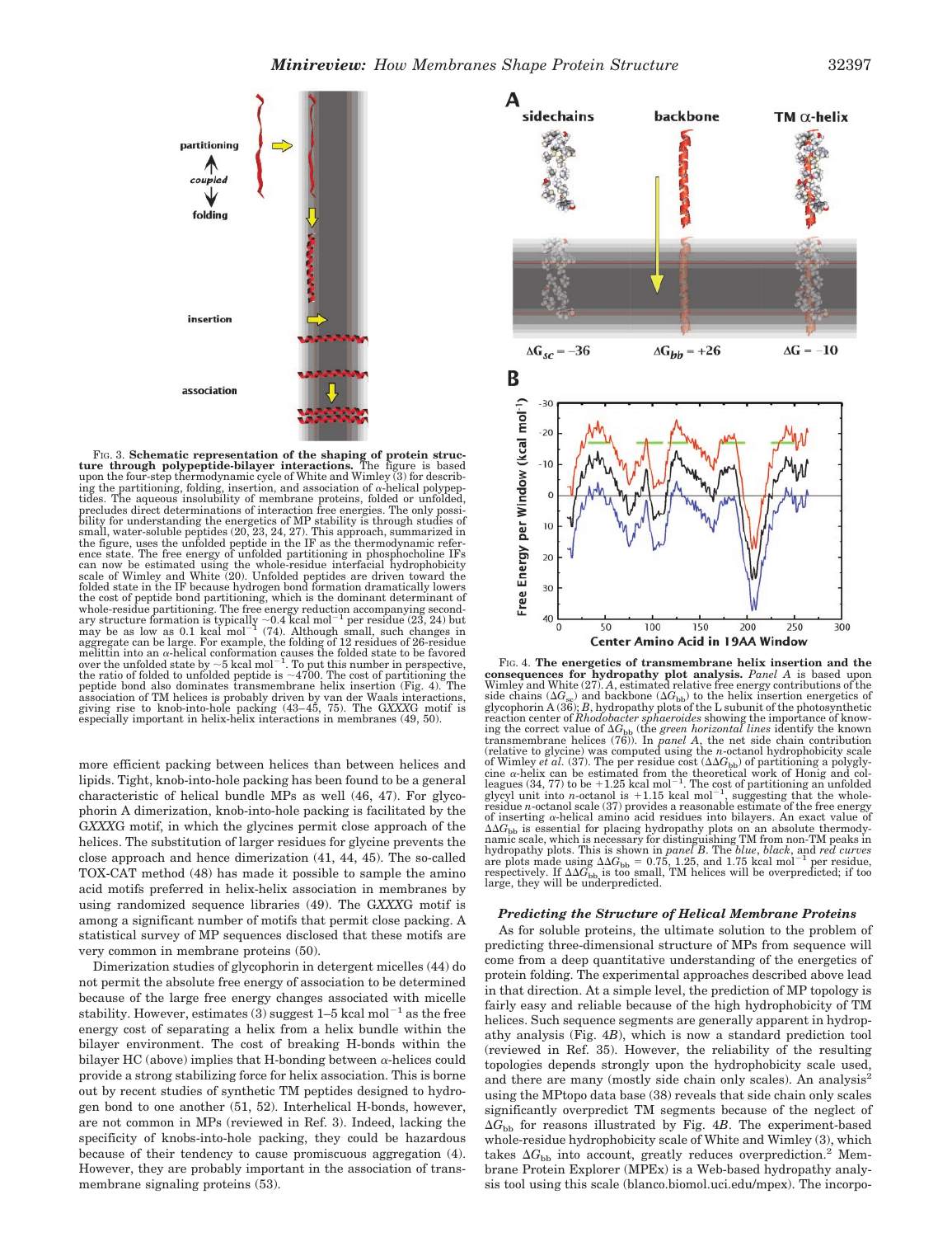FIG. 3. **Schematic representation of the shaping of protein structure through polypeptide-bilayer interactions.** The figure is based upon the four-step thermodynamic cycle of White and Wimley (3) for describing the partitioning, folding, insertion, and association of α-helical polypeptides. The aqueous insolubility of membrane proteins, folded or unfolded, precludes direct determinations of interaction free energies. The only possibility for understanding the energetics of MP stability is through studies of small, water-soluble peptides (20, 23, 24, 27). This approach, summarized in the figure, uses the unfolded peptide in the IF as the thermodynamic reference state. The free energy of unfolded partitioning in phosphocholine IFs can now be estimated using the whole-residue interfacial hydrophobicity scale of Wimley and White (20). Unfolded peptides are driven toward the folded state in the IF because hydrogen bond formation dramatically lowers the cost of peptide bond partitioning, which is the dominant determinant of whole-residue partitioning. The free energy reduction accompanying secondary structure formation is typically ~0.4 kcal mol$^{-1}$ per residue (23, 24) but may be as low as 0.1 kcal mol$^{-1}$ (74). Although small, such changes in aggregate can be large. For example, the folding of 12 residues of 26-residue melittin into an α-helical conformation causes the folded state to be favored over the unfolded state by ~5 kcal mol$^{-1}$. To put this number in perspective, the ratio of folded to unfolded peptide is ~4700. The cost of partitioning the peptide bond also dominates transmembrane helix insertion (Fig. 4). The association of TM helices is probably driven by van der Waals interactions, giving rise to knob-into-hole packing (43–45, 75). The GXXXG motif is especially important in helix-helix interactions in membranes (49, 50).

more efficient packing between helices than between helices and lipids. Tight, knob-into-hole packing has been found to be a general characteristic of helical bundle MPs as well (46, 47). For glycophorin A dimerization, knob-into-hole packing is facilitated by the GXXXG motif, in which the glycines permit close approach of the helices. The substitution of larger residues for glycine prevents the close approach and hence dimerization (41, 44, 45). The so-called TOX-CAT method (48) has made it possible to sample the amino acid motifs preferred in helix-helix association in membranes by using randomized sequence libraries (49). The GXXXG motif is among a significant number of motifs that permit close packing. A statistical survey of MP sequences disclosed that these motifs are very common in membrane proteins (50).

Dimerization studies of glycophorin in detergent micelles (44) do not permit the absolute free energy of association to be determined because of the large free energy changes associated with micelle stability. However, estimates (3) suggest 1–5 kcal mol$^{-1}$ as the free energy cost of separating a helix from a helix bundle within the bilayer environment. The cost of breaking H-bonds within the bilayer HC (above) implies that H-bonding between α-helices could provide a strong stabilizing force for helix association. This is borne out by recent studies of synthetic TM peptides designed to hydrogen bond to one another (51, 52). Interhelical H-bonds, however, are not common in MPs (reviewed in Ref. 3). Indeed, lacking the specificity of knobs-into-hole packing, they could be hazardous because of their tendency to cause promiscuous aggregation (4). However, they are probably important in the association of transmembrane signaling proteins (53).

FIG. 4. **The energetics of transmembrane helix insertion and the consequences for hydropathy plot analysis.** *Panel A* is based upon Wimley and White (27). *A*, estimated relative free energy contributions of the side chains ($\Delta G_{sc}$) and backbone ($\Delta G_{bb}$) to the helix insertion energetics of glycophorin A (36); *B*, hydropathy plots of the L subunit of the photosynthetic reaction center of *Rhodobacter sphaeroides* showing the importance of knowing the correct value of $\Delta G_{bb}$ (the *green horizontal lines* identify the known transmembrane helices (76)). In *panel A*, the net side chain contribution (relative to glycine) was computed using the *n*-octanol hydrophobicity scale of Wimley *et al.* (37). The per residue cost ($\Delta\Delta G_{bb}$) of partitioning a polyglycine α-helix can be estimated from the theoretical work of Honig and colleagues (34, 77) to be +1.25 kcal mol$^{-1}$. The cost of partitioning an unfolded glycyl unit into *n*-octanol is +1.15 kcal mol$^{-1}$, suggesting that the whole-residue *n*-octanol scale (37) provides a reasonable estimate of the free energy of inserting α-helical amino acid residues into bilayers. An exact value of $\Delta\Delta G_{bb}$ is essential for placing hydropathy plots on an absolute thermodynamic scale, which is necessary for distinguishing TM from non-TM peaks in hydropathy plots. This is shown in *panel B*. The *blue*, *black*, and *red curves* are plots made using $\Delta\Delta G_{bb}$ = 0.75, 1.25, and 1.75 kcal mol$^{-1}$ per residue, respectively. If $\Delta\Delta G_{bb}$ is too small, TM helices will be overpredicted; if too large, they will be underpredicted.

### *Predicting the Structure of Helical Membrane Proteins*

As for soluble proteins, the ultimate solution to the problem of predicting three-dimensional structure of MPs from sequence will come from a deep quantitative understanding of the energetics of protein folding. The experimental approaches described above lead in that direction. At a simple level, the prediction of MP topology is fairly easy and reliable because of the high hydrophobicity of TM helices. Such sequence segments are generally apparent in hydropathy analysis (Fig. 4*B*), which is now a standard prediction tool (reviewed in Ref. 35). However, the reliability of the resulting topologies depends strongly upon the hydrophobicity scale used, and there are many (mostly side chain only scales). An analysis[2] using the MPtopo data base (38) reveals that side chain only scales significantly overpredict TM segments because of the neglect of $\Delta G_{bb}$ for reasons illustrated by Fig. 4*B*. The experiment-based whole-residue hydrophobicity scale of White and Wimley (3), which takes $\Delta G_{bb}$ into account, greatly reduces overprediction.[2] Membrane Protein Explorer (MPEx) is a Web-based hydropathy analysis tool using this scale (blanco.biomol.uci.edu/mpex). The incorpo-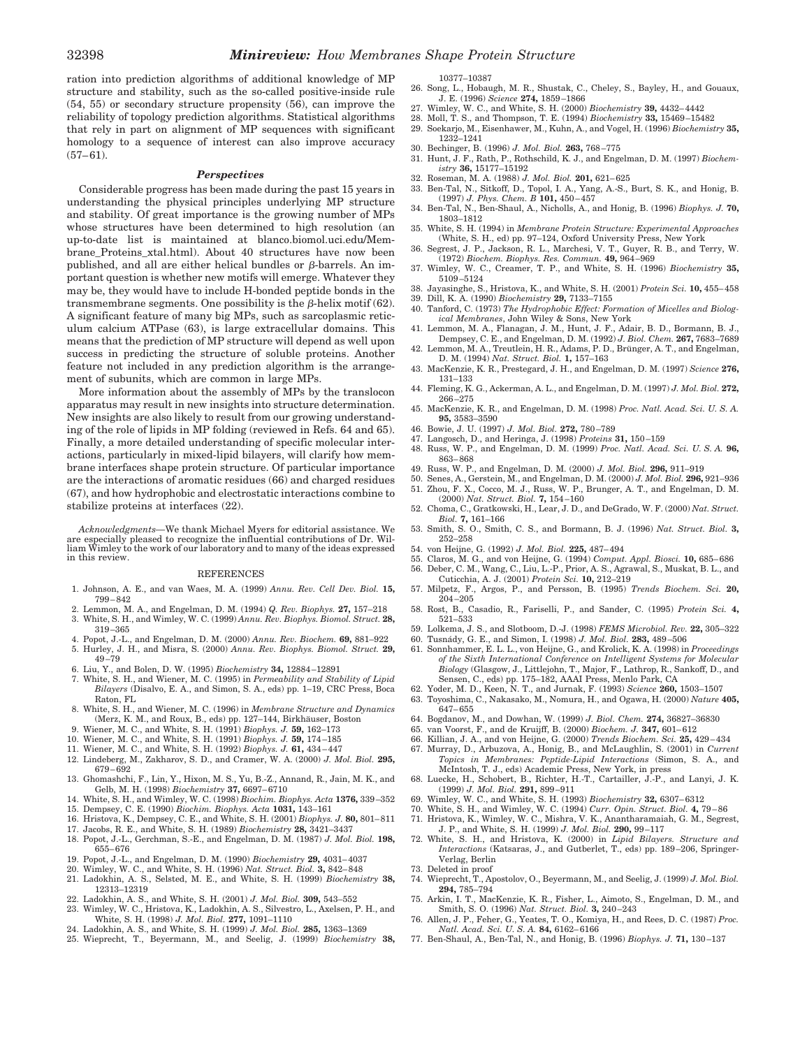ration into prediction algorithms of additional knowledge of MP structure and stability, such as the so-called positive-inside rule (54, 55) or secondary structure propensity (56), can improve the reliability of topology prediction algorithms. Statistical algorithms that rely in part on alignment of MP sequences with significant homology to a sequence of interest can also improve accuracy (57–61).

### *Perspectives*

Considerable progress has been made during the past 15 years in understanding the physical principles underlying MP structure and stability. Of great importance is the growing number of MPs whose structures have been determined to high resolution (an up-to-date list is maintained at blanco.biomol.uci.edu/Membrane_Proteins_xtal.html). About 40 structures have now been published, and all are either helical bundles or β-barrels. An important question is whether new motifs will emerge. Whatever they may be, they would have to include H-bonded peptide bonds in the transmembrane segments. One possibility is the β-helix motif (62). A significant feature of many big MPs, such as sarcoplasmic reticulum calcium ATPase (63), is large extracellular domains. This means that the prediction of MP structure will depend as well upon success in predicting the structure of soluble proteins. Another feature not included in any prediction algorithm is the arrangement of subunits, which are common in large MPs.

More information about the assembly of MPs by the translocon apparatus may result in new insights into structure determination. New insights are also likely to result from our growing understanding of the role of lipids in MP folding (reviewed in Refs. 64 and 65). Finally, a more detailed understanding of specific molecular interactions, particularly in mixed-lipid bilayers, will clarify how membrane interfaces shape protein structure. Of particular importance are the interactions of aromatic residues (66) and charged residues (67), and how hydrophobic and electrostatic interactions combine to stabilize proteins at interfaces (22).

*Acknowledgments*—We thank Michael Myers for editorial assistance. We are especially pleased to recognize the influential contributions of Dr. William Wimley to the work of our laboratory and to many of the ideas expressed in this review.

## REFERENCES

1. Johnson, A. E., and van Waes, M. A. (1999) *Annu. Rev. Cell Dev. Biol.* **15,** 799–842
2. Lemmon, M. A., and Engelman, D. M. (1994) *Q. Rev. Biophys.* **27,** 157–218
3. White, S. H., and Wimley, W. C. (1999) *Annu. Rev. Biophys. Biomol. Struct.* **28,** 319–365
4. Popot, J.-L., and Engelman, D. M. (2000) *Annu. Rev. Biochem.* **69,** 881–922
5. Hurley, J. H., and Misra, S. (2000) *Annu. Rev. Biophys. Biomol. Struct.* **29,** 49–79
6. Liu, Y., and Bolen, D. W. (1995) *Biochemistry* **34,** 12884–12891
7. White, S. H., and Wiener, M. C. (1995) in *Permeability and Stability of Lipid Bilayers* (Disalvo, E. A., and Simon, S. A., eds) pp. 1–19, CRC Press, Boca Raton, FL
8. White, S. H., and Wiener, M. C. (1996) in *Membrane Structure and Dynamics* (Merz, K. M., and Roux, B., eds) pp. 127–144, Birkhäuser, Boston
9. Wiener, M. C., and White, S. H. (1991) *Biophys. J.* **59,** 162–173
10. Wiener, M. C., and White, S. H. (1991) *Biophys. J.* **59,** 174–185
11. Wiener, M. C., and White, S. H. (1992) *Biophys. J.* **61,** 434–447
12. Lindeberg, M., Zakharov, S. D., and Cramer, W. A. (2000) *J. Mol. Biol.* **295,** 679–692
13. Ghomashchi, F., Lin, Y., Hixon, M. S., Yu, B.-Z., Annand, R., Jain, M. K., and Gelb, M. H. (1998) *Biochemistry* **37,** 6697–6710
14. White, S. H., and Wimley, W. C. (1998) *Biochim. Biophys. Acta* **1376,** 339–352
15. Dempsey, C. E. (1990) *Biochim. Biophys. Acta* **1031,** 143–161
16. Hristova, K., Dempsey, C. E., and White, S. H. (2001) *Biophys. J.* **80,** 801–811
17. Jacobs, R. E., and White, S. H. (1989) *Biochemistry* **28,** 3421–3437
18. Popot, J.-L., Gerchman, S.-E., and Engelman, D. M. (1987) *J. Mol. Biol.* **198,** 655–676
19. Popot, J.-L., and Engelman, D. M. (1990) *Biochemistry* **29,** 4031–4037
20. Wimley, W. C., and White, S. H. (1996) *Nat. Struct. Biol.* **3,** 842–848
21. Ladokhin, A. S., Selsted, M. E., and White, S. H. (1999) *Biochemistry* **38,** 12313–12319
22. Ladokhin, A. S., and White, S. H. (2001) *J. Mol. Biol.* **309,** 543–552
23. Wimley, W. C., Hristova, K., Ladokhin, A. S., Silvestro, L., Axelsen, P. H., and White, S. H. (1998) *J. Mol. Biol.* **277,** 1091–1110
24. Ladokhin, A. S., and White, S. H. (1999) *J. Mol. Biol.* **285,** 1363–1369
25. Wieprecht, T., Beyermann, M., and Seelig, J. (1999) *Biochemistry* **38,** 10377–10387
26. Song, L., Hobaugh, M. R., Shustak, C., Cheley, S., Bayley, H., and Gouaux, J. E. (1996) *Science* **274,** 1859–1866
27. Wimley, W. C., and White, S. H. (2000) *Biochemistry* **39,** 4432–4442
28. Moll, T. S., and Thompson, T. E. (1994) *Biochemistry* **33,** 15469–15482
29. Soekarjo, M., Eisenhawer, M., Kuhn, A., and Vogel, H. (1996) *Biochemistry* **35,** 1232–1241
30. Bechinger, B. (1996) *J. Mol. Biol.* **263,** 768–775
31. Hunt, J. F., Rath, P., Rothschild, K. J., and Engelman, D. M. (1997) *Biochemistry* **36,** 15177–15192
32. Roseman, M. A. (1988) *J. Mol. Biol.* **201,** 621–625
33. Ben-Tal, N., Sitkoff, D., Topol, I. A., Yang, A.-S., Burt, S. K., and Honig, B. (1997) *J. Phys. Chem. B* **101,** 450–457
34. Ben-Tal, N., Ben-Shaul, A., Nicholls, A., and Honig, B. (1996) *Biophys. J.* **70,** 1803–1812
35. White, S. H. (1994) in *Membrane Protein Structure: Experimental Approaches* (White, S. H., ed) pp. 97–124, Oxford University Press, New York
36. Segrest, J. P., Jackson, R. L., Marchesi, V. T., Guyer, R. B., and Terry, W. (1972) *Biochem. Biophys. Res. Commun.* **49,** 964–969
37. Wimley, W. C., Creamer, T. P., and White, S. H. (1996) *Biochemistry* **35,** 5109–5124
38. Jayasinghe, S., Hristova, K., and White, S. H. (2001) *Protein Sci.* **10,** 455–458
39. Dill, K. A. (1990) *Biochemistry* **29,** 7133–7155
40. Tanford, C. (1973) *The Hydrophobic Effect: Formation of Micelles and Biological Membranes*, John Wiley & Sons, New York
41. Lemmon, M. A., Flanagan, J. M., Hunt, J. F., Adair, B. D., Bormann, B. J., Dempsey, C. E., and Engelman, D. M. (1992) *J. Biol. Chem.* **267,** 7683–7689
42. Lemmon, M. A., Treutlein, H. R., Adams, P. D., Brünger, A. T., and Engelman, D. M. (1994) *Nat. Struct. Biol.* **1,** 157–163
43. MacKenzie, K. R., Prestegard, J. H., and Engelman, D. M. (1997) *Science* **276,** 131–133
44. Fleming, K. G., Ackerman, A. L., and Engelman, D. M. (1997) *J. Mol. Biol.* **272,** 266–275
45. MacKenzie, K. R., and Engelman, D. M. (1998) *Proc. Natl. Acad. Sci. U. S. A.* **95,** 3583–3590
46. Bowie, J. U. (1997) *J. Mol. Biol.* **272,** 780–789
47. Langosch, D., and Heringa, J. (1998) *Proteins* **31,** 150–159
48. Russ, W. P., and Engelman, D. M. (1999) *Proc. Natl. Acad. Sci. U. S. A.* **96,** 863–868
49. Russ, W. P., and Engelman, D. M. (2000) *J. Mol. Biol.* **296,** 911–919
50. Senes, A., Gerstein, M., and Engelman, D. M. (2000) *J. Mol. Biol.* **296,** 921–936
51. Zhou, F. X., Cocco, M. J., Russ, W. P., Brunger, A. T., and Engelman, D. M. (2000) *Nat. Struct. Biol.* **7,** 154–160
52. Choma, C., Gratkowski, H., Lear, J. D., and DeGrado, W. F. (2000) *Nat. Struct. Biol.* **7,** 161–166
53. Smith, S. O., Smith, C. S., and Bormann, B. J. (1996) *Nat. Struct. Biol.* **3,** 252–258
54. von Heijne, G. (1992) *J. Mol. Biol.* **225,** 487–494
55. Claros, M. G., and von Heijne, G. (1994) *Comput. Appl. Biosci.* **10,** 685–686
56. Deber, C. M., Wang, C., Liu, L.-P., Prior, A. S., Agrawal, S., Muskat, B. L., and Cuticchia, A. J. (2001) *Protein Sci.* **10,** 212–219
57. Milpetz, F., Argos, P., and Persson, B. (1995) *Trends Biochem. Sci.* **20,** 204–205
58. Rost, B., Casadio, R., Fariselli, P., and Sander, C. (1995) *Protein Sci.* **4,** 521–533
59. Lolkema, J. S., and Slotboom, D.-J. (1998) *FEMS Microbiol. Rev.* **22,** 305–322
60. Tusnády, G. E., and Simon, I. (1998) *J. Mol. Biol.* **283,** 489–506
61. Sonnhammer, E. L. L., von Heijne, G., and Krolick, K. A. (1998) in *Proceedings of the Sixth International Conference on Intelligent Systems for Molecular Biology* (Glasgow, J., Littlejohn, T., Major, F., Lathrop, R., Sankoff, D., and Sensen, C., eds) pp. 175–182, AAAI Press, Menlo Park, CA
62. Yoder, M. D., Keen, N. T., and Jurnak, F. (1993) *Science* **260,** 1503–1507
63. Toyoshima, C., Nakasako, M., Nomura, H., and Ogawa, H. (2000) *Nature* **405,** 647–655
64. Bogdanov, M., and Dowhan, W. (1999) *J. Biol. Chem.* **274,** 36827–36830
65. van Voorst, F., and de Kruijff, B. (2000) *Biochem. J.* **347,** 601–612
66. Killian, J. A., and von Heijne, G. (2000) *Trends Biochem. Sci.* **25,** 429–434
67. Murray, D., Arbuzova, A., Honig, B., and McLaughlin, S. (2001) in *Current Topics in Membranes: Peptide-Lipid Interactions* (Simon, S. A., and McIntosh, T. J., eds) Academic Press, New York, in press
68. Luecke, H., Schobert, B., Richter, H.-T., Cartailler, J.-P., and Lanyi, J. K. (1999) *J. Mol. Biol.* **291,** 899–911
69. Wimley, W. C., and White, S. H. (1993) *Biochemistry* **32,** 6307–6312
70. White, S. H., and Wimley, W. C. (1994) *Curr. Opin. Struct. Biol.* **4,** 79–86
71. Hristova, K., Wimley, W. C., Mishra, V. K., Anantharamaiah, G. M., Segrest, J. P., and White, S. H. (1999) *J. Mol. Biol.* **290,** 99–117
72. White, S. H., and Hristova, K. (2000) in *Lipid Bilayers. Structure and Interactions* (Katsaras, J., and Gutberlet, T., eds) pp. 189–206, Springer-Verlag, Berlin
73. Deleted in proof
74. Wieprecht, T., Apostolov, O., Beyermann, M., and Seelig, J. (1999) *J. Mol. Biol.* **294,** 785–794
75. Arkin, I. T., MacKenzie, K. R., Fisher, L., Aimoto, S., Engelman, D. M., and Smith, S. O. (1996) *Nat. Struct. Biol.* **3,** 240–243
76. Allen, J. P., Feher, G., Yeates, T. O., Komiya, H., and Rees, D. C. (1987) *Proc. Natl. Acad. Sci. U. S. A.* **84,** 6162–6166
77. Ben-Shaul, A., Ben-Tal, N., and Honig, B. (1996) *Biophys. J.* **71,** 130–137